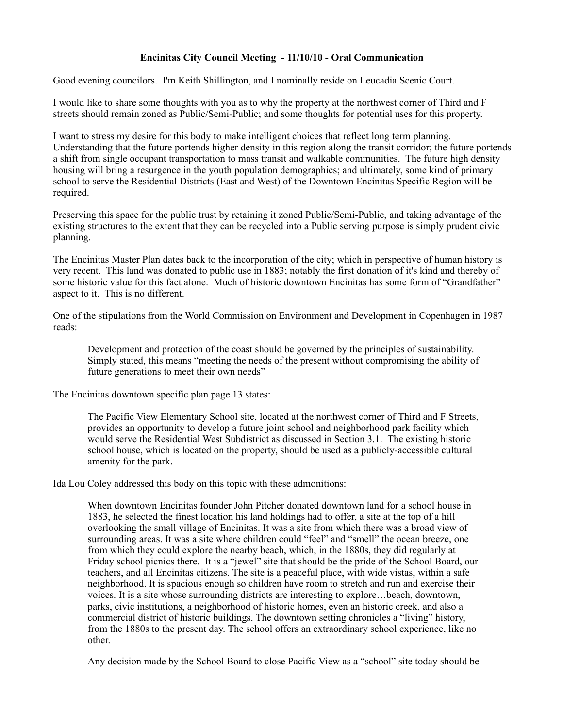**Encinitas City Council Meeting - 11/10/10 - Oral Communication**

Good evening councilors. I'm Keith Shillington, and I nominally reside on Leucadia Scenic Court.

I would like to share some thoughts with you as to why the property at the northwest corner of Third and F streets should remain zoned as Public/Semi-Public; and some thoughts for potential uses for this property.

I want to stress my desire for this body to make intelligent choices that reflect long term planning. Understanding that the future portends higher density in this region along the transit corridor; the future portends a shift from single occupant transportation to mass transit and walkable communities. The future high density housing will bring a resurgence in the youth population demographics; and ultimately, some kind of primary school to serve the Residential Districts (East and West) of the Downtown Encinitas Specific Region will be required.

Preserving this space for the public trust by retaining it zoned Public/Semi-Public, and taking advantage of the existing structures to the extent that they can be recycled into a Public serving purpose is simply prudent civic planning.

The Encinitas Master Plan dates back to the incorporation of the city; which in perspective of human history is very recent. This land was donated to public use in 1883; notably the first donation of it's kind and thereby of some historic value for this fact alone. Much of historic downtown Encinitas has some form of "Grandfather" aspect to it. This is no different.

One of the stipulations from the World Commission on Environment and Development in Copenhagen in 1987 reads:

> Development and protection of the coast should be governed by the principles of sustainability. Simply stated, this means "meeting the needs of the present without compromising the ability of future generations to meet their own needs"

The Encinitas downtown specific plan page 13 states:

> The Pacific View Elementary School site, located at the northwest corner of Third and F Streets, provides an opportunity to develop a future joint school and neighborhood park facility which would serve the Residential West Subdistrict as discussed in Section 3.1. The existing historic school house, which is located on the property, should be used as a publicly-accessible cultural amenity for the park.

Ida Lou Coley addressed this body on this topic with these admonitions:

> When downtown Encinitas founder John Pitcher donated downtown land for a school house in 1883, he selected the finest location his land holdings had to offer, a site at the top of a hill overlooking the small village of Encinitas. It was a site from which there was a broad view of surrounding areas. It was a site where children could "feel" and "smell" the ocean breeze, one from which they could explore the nearby beach, which, in the 1880s, they did regularly at Friday school picnics there. It is a "jewel" site that should be the pride of the School Board, our teachers, and all Encinitas citizens. The site is a peaceful place, with wide vistas, within a safe neighborhood. It is spacious enough so children have room to stretch and run and exercise their voices. It is a site whose surrounding districts are interesting to explore…beach, downtown, parks, civic institutions, a neighborhood of historic homes, even an historic creek, and also a commercial district of historic buildings. The downtown setting chronicles a "living" history, from the 1880s to the present day. The school offers an extraordinary school experience, like no other.
>
> Any decision made by the School Board to close Pacific View as a "school" site today should be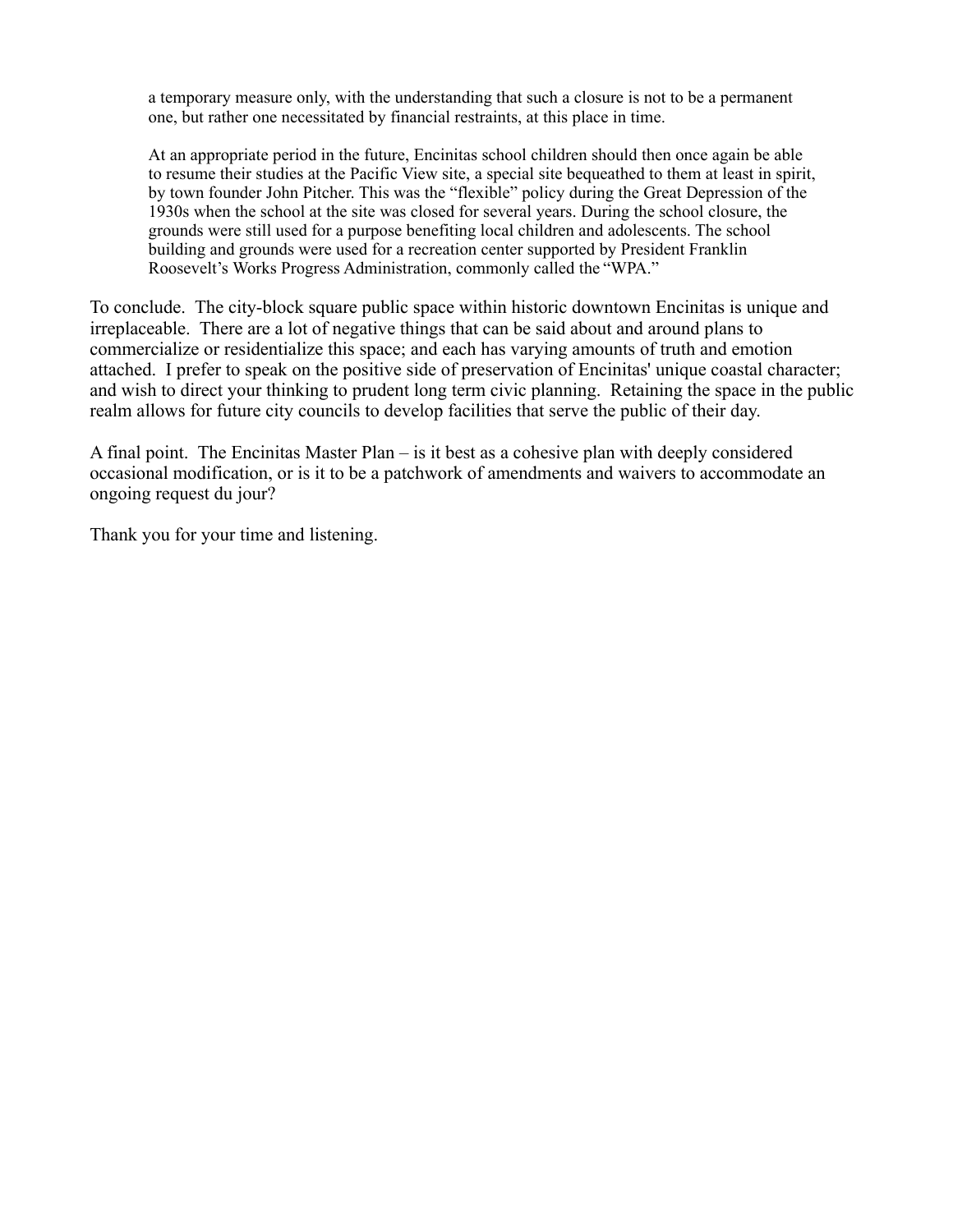> a temporary measure only, with the understanding that such a closure is not to be a permanent one, but rather one necessitated by financial restraints, at this place in time.
>
> At an appropriate period in the future, Encinitas school children should then once again be able to resume their studies at the Pacific View site, a special site bequeathed to them at least in spirit, by town founder John Pitcher. This was the "flexible" policy during the Great Depression of the 1930s when the school at the site was closed for several years. During the school closure, the grounds were still used for a purpose benefiting local children and adolescents. The school building and grounds were used for a recreation center supported by President Franklin Roosevelt's Works Progress Administration, commonly called the "WPA."

To conclude. The city-block square public space within historic downtown Encinitas is unique and irreplaceable. There are a lot of negative things that can be said about and around plans to commercialize or residentialize this space; and each has varying amounts of truth and emotion attached. I prefer to speak on the positive side of preservation of Encinitas' unique coastal character; and wish to direct your thinking to prudent long term civic planning. Retaining the space in the public realm allows for future city councils to develop facilities that serve the public of their day.

A final point. The Encinitas Master Plan – is it best as a cohesive plan with deeply considered occasional modification, or is it to be a patchwork of amendments and waivers to accommodate an ongoing request du jour?

Thank you for your time and listening.